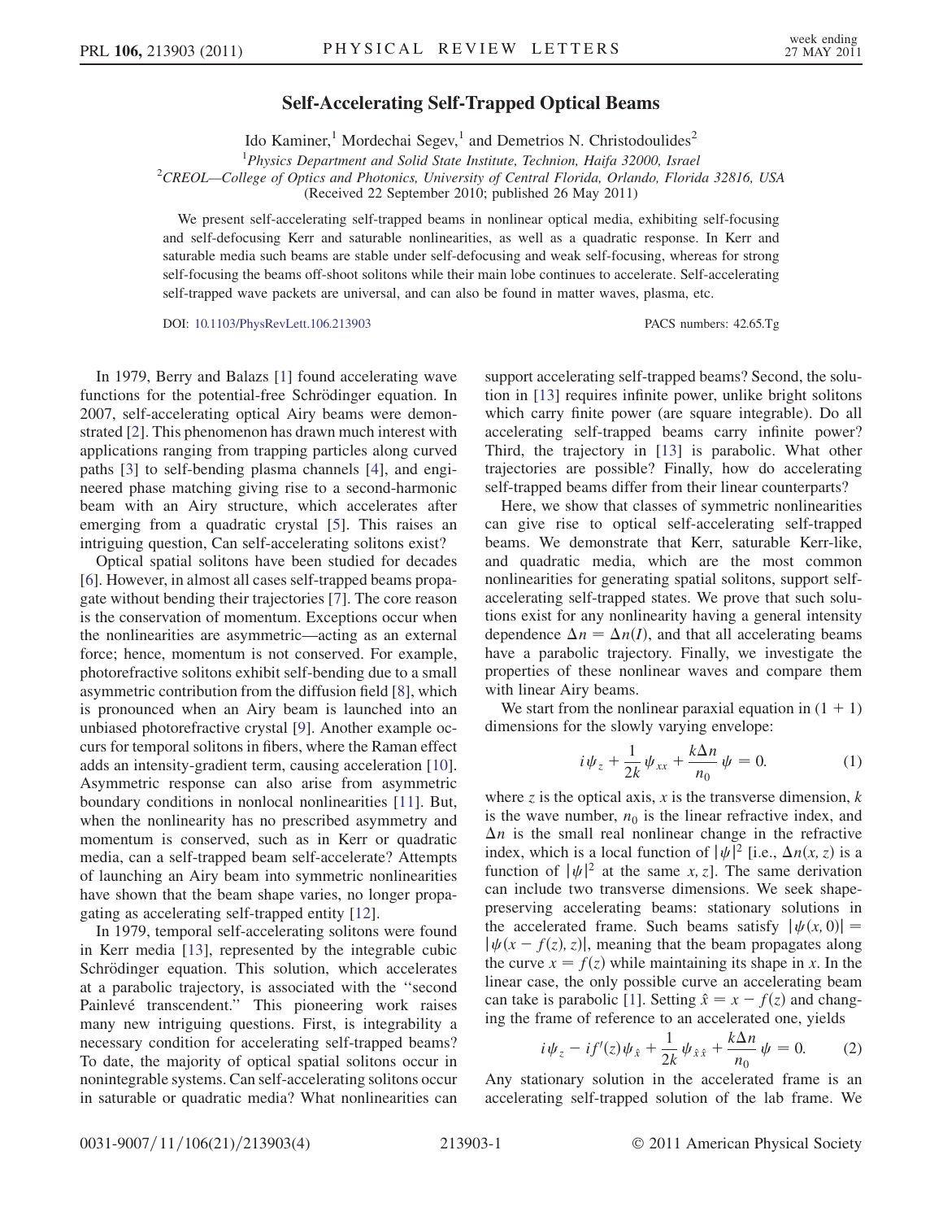# Self-Accelerating Self-Trapped Optical Beams

Ido Kaminer,[1] Mordechai Segev,[1] and Demetrios N. Christodoulides[2]

[1]*Physics Department and Solid State Institute, Technion, Haifa 32000, Israel*

[2]*CREOL—College of Optics and Photonics, University of Central Florida, Orlando, Florida 32816, USA*

(Received 22 September 2010; published 26 May 2011)

We present self-accelerating self-trapped beams in nonlinear optical media, exhibiting self-focusing and self-defocusing Kerr and saturable nonlinearities, as well as a quadratic response. In Kerr and saturable media such beams are stable under self-defocusing and weak self-focusing, whereas for strong self-focusing the beams off-shoot solitons while their main lobe continues to accelerate. Self-accelerating self-trapped wave packets are universal, and can also be found in matter waves, plasma, etc.

DOI: 10.1103/PhysRevLett.106.213903 PACS numbers: 42.65.Tg

In 1979, Berry and Balazs [1] found accelerating wave functions for the potential-free Schrödinger equation. In 2007, self-accelerating optical Airy beams were demonstrated [2]. This phenomenon has drawn much interest with applications ranging from trapping particles along curved paths [3] to self-bending plasma channels [4], and engineered phase matching giving rise to a second-harmonic beam with an Airy structure, which accelerates after emerging from a quadratic crystal [5]. This raises an intriguing question, Can self-accelerating solitons exist?

Optical spatial solitons have been studied for decades [6]. However, in almost all cases self-trapped beams propagate without bending their trajectories [7]. The core reason is the conservation of momentum. Exceptions occur when the nonlinearities are asymmetric—acting as an external force; hence, momentum is not conserved. For example, photorefractive solitons exhibit self-bending due to a small asymmetric contribution from the diffusion field [8], which is pronounced when an Airy beam is launched into an unbiased photorefractive crystal [9]. Another example occurs for temporal solitons in fibers, where the Raman effect adds an intensity-gradient term, causing acceleration [10]. Asymmetric response can also arise from asymmetric boundary conditions in nonlocal nonlinearities [11]. But, when the nonlinearity has no prescribed asymmetry and momentum is conserved, such as in Kerr or quadratic media, can a self-trapped beam self-accelerate? Attempts of launching an Airy beam into symmetric nonlinearities have shown that the beam shape varies, no longer propagating as accelerating self-trapped entity [12].

In 1979, temporal self-accelerating solitons were found in Kerr media [13], represented by the integrable cubic Schrödinger equation. This solution, which accelerates at a parabolic trajectory, is associated with the "second Painlevé transcendent." This pioneering work raises many new intriguing questions. First, is integrability a necessary condition for accelerating self-trapped beams? To date, the majority of optical spatial solitons occur in nonintegrable systems. Can self-accelerating solitons occur in saturable or quadratic media? What nonlinearities can support accelerating self-trapped beams? Second, the solution in [13] requires infinite power, unlike bright solitons which carry finite power (are square integrable). Do all accelerating self-trapped beams carry infinite power? Third, the trajectory in [13] is parabolic. What other trajectories are possible? Finally, how do accelerating self-trapped beams differ from their linear counterparts?

Here, we show that classes of symmetric nonlinearities can give rise to optical self-accelerating self-trapped beams. We demonstrate that Kerr, saturable Kerr-like, and quadratic media, which are the most common nonlinearities for generating spatial solitons, support self-accelerating self-trapped states. We prove that such solutions exist for any nonlinearity having a general intensity dependence $\Delta n = \Delta n(I)$, and that all accelerating beams have a parabolic trajectory. Finally, we investigate the properties of these nonlinear waves and compare them with linear Airy beams.

We start from the nonlinear paraxial equation in $(1+1)$ dimensions for the slowly varying envelope:

$$i\psi_z + \frac{1}{2k}\psi_{xx} + \frac{k\Delta n}{n_0}\psi = 0. \tag{1}$$

where $z$ is the optical axis, $x$ is the transverse dimension, $k$ is the wave number, $n_0$ is the linear refractive index, and $\Delta n$ is the small real nonlinear change in the refractive index, which is a local function of $|\psi|^2$ [i.e., $\Delta n(x, z)$ is a function of $|\psi|^2$ at the same $x, z$]. The same derivation can include two transverse dimensions. We seek shape-preserving accelerating beams: stationary solutions in the accelerated frame. Such beams satisfy $|\psi(x, 0)| = |\psi(x - f(z), z)|$, meaning that the beam propagates along the curve $x = f(z)$ while maintaining its shape in $x$. In the linear case, the only possible curve an accelerating beam can take is parabolic [1]. Setting $\hat{x} = x - f(z)$ and changing the frame of reference to an accelerated one, yields

$$i\psi_z - if'(z)\psi_{\hat{x}} + \frac{1}{2k}\psi_{\hat{x}\hat{x}} + \frac{k\Delta n}{n_0}\psi = 0. \tag{2}$$

Any stationary solution in the accelerated frame is an accelerating self-trapped solution of the lab frame. We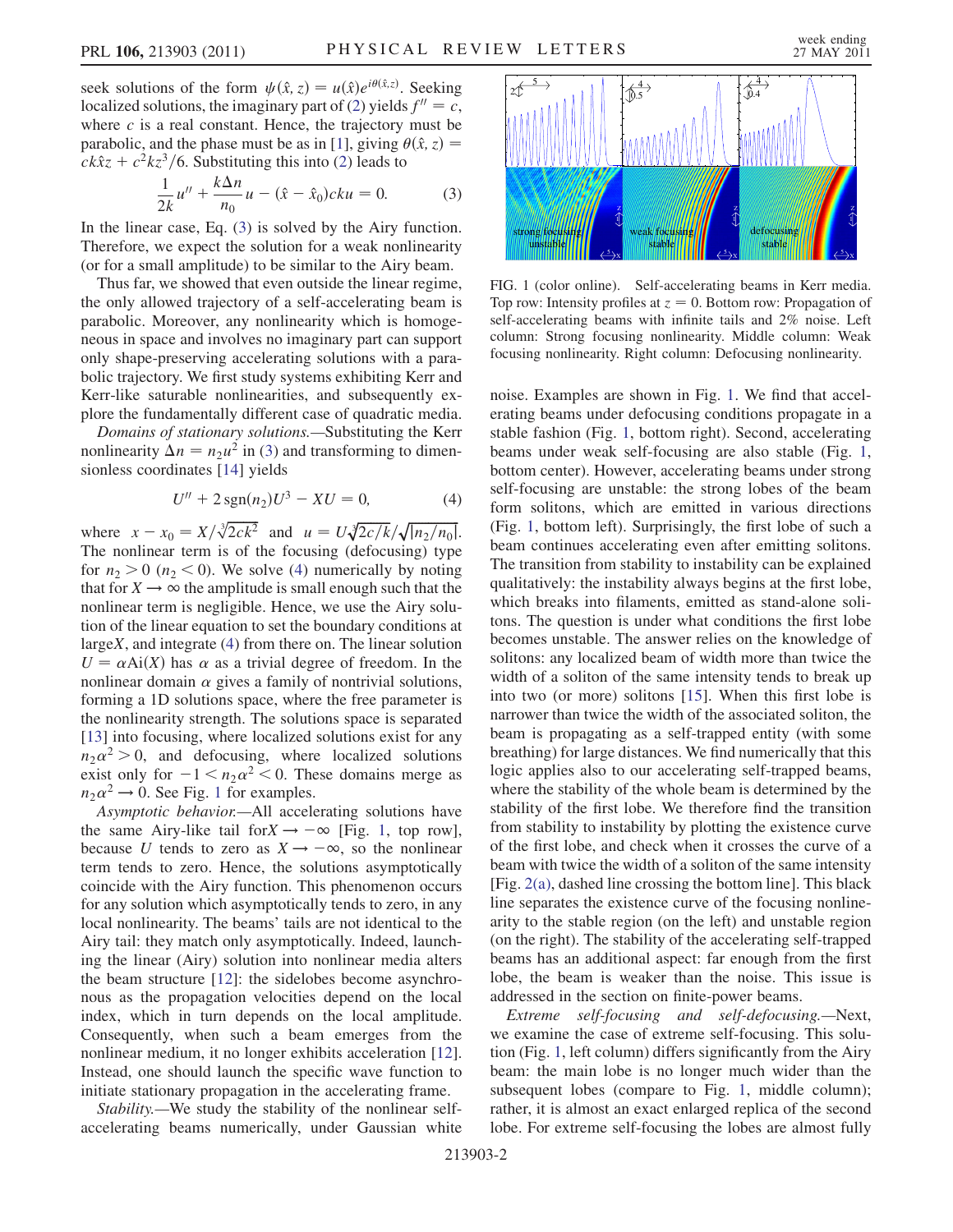seek solutions of the form $\psi(\hat{x}, z) = u(\hat{x})e^{i\theta(\hat{x},z)}$. Seeking localized solutions, the imaginary part of (2) yields $f'' = c$, where $c$ is a real constant. Hence, the trajectory must be parabolic, and the phase must be as in [1], giving $\theta(\hat{x}, z) = ck\hat{x}z + c^2kz^3/6$. Substituting this into (2) leads to

$$\frac{1}{2k}u'' + \frac{k\Delta n}{n_0}u - (\hat{x} - \hat{x}_0)cku = 0. \tag{3}$$

In the linear case, Eq. (3) is solved by the Airy function. Therefore, we expect the solution for a weak nonlinearity (or for a small amplitude) to be similar to the Airy beam.

Thus far, we showed that even outside the linear regime, the only allowed trajectory of a self-accelerating beam is parabolic. Moreover, any nonlinearity which is homogeneous in space and involves no imaginary part can support only shape-preserving accelerating solutions with a parabolic trajectory. We first study systems exhibiting Kerr and Kerr-like saturable nonlinearities, and subsequently explore the fundamentally different case of quadratic media.

*Domains of stationary solutions.*—Substituting the Kerr nonlinearity $\Delta n = n_2u^2$ in (3) and transforming to dimensionless coordinates [14] yields

$$U'' + 2\,\text{sgn}(n_2)U^3 - XU = 0, \tag{4}$$

where $x - x_0 = X/\sqrt[3]{2ck^2}$ and $u = U\sqrt[3]{2c/k}/\sqrt{|n_2/n_0|}$. The nonlinear term is of the focusing (defocusing) type for $n_2 > 0$ ($n_2 < 0$). We solve (4) numerically by noting that for $X \to \infty$ the amplitude is small enough such that the nonlinear term is negligible. Hence, we use the Airy solution of the linear equation to set the boundary conditions at large$X$, and integrate (4) from there on. The linear solution $U = \alpha\text{Ai}(X)$ has $\alpha$ as a trivial degree of freedom. In the nonlinear domain $\alpha$ gives a family of nontrivial solutions, forming a 1D solutions space, where the free parameter is the nonlinearity strength. The solutions space is separated [13] into focusing, where localized solutions exist for any $n_2\alpha^2 > 0$, and defocusing, where localized solutions exist only for $-1 < n_2\alpha^2 < 0$. These domains merge as $n_2\alpha^2 \to 0$. See Fig. 1 for examples.

*Asymptotic behavior.*—All accelerating solutions have the same Airy-like tail for$X \to -\infty$ [Fig. 1, top row], because $U$ tends to zero as $X \to -\infty$, so the nonlinear term tends to zero. Hence, the solutions asymptotically coincide with the Airy function. This phenomenon occurs for any solution which asymptotically tends to zero, in any local nonlinearity. The beams' tails are not identical to the Airy tail: they match only asymptotically. Indeed, launching the linear (Airy) solution into nonlinear media alters the beam structure [12]: the sidelobes become asynchronous as the propagation velocities depend on the local index, which in turn depends on the local amplitude. Consequently, when such a beam emerges from the nonlinear medium, it no longer exhibits acceleration [12]. Instead, one should launch the specific wave function to initiate stationary propagation in the accelerating frame.

*Stability.*—We study the stability of the nonlinear self-accelerating beams numerically, under Gaussian white

FIG. 1 (color online). Self-accelerating beams in Kerr media. Top row: Intensity profiles at $z = 0$. Bottom row: Propagation of self-accelerating beams with infinite tails and 2% noise. Left column: Strong focusing nonlinearity. Middle column: Weak focusing nonlinearity. Right column: Defocusing nonlinearity.

noise. Examples are shown in Fig. 1. We find that accelerating beams under defocusing conditions propagate in a stable fashion (Fig. 1, bottom right). Second, accelerating beams under weak self-focusing are also stable (Fig. 1, bottom center). However, accelerating beams under strong self-focusing are unstable: the strong lobes of the beam form solitons, which are emitted in various directions (Fig. 1, bottom left). Surprisingly, the first lobe of such a beam continues accelerating even after emitting solitons. The transition from stability to instability can be explained qualitatively: the instability always begins at the first lobe, which breaks into filaments, emitted as stand-alone solitons. The question is under what conditions the first lobe becomes unstable. The answer relies on the knowledge of solitons: any localized beam of width more than twice the width of a soliton of the same intensity tends to break up into two (or more) solitons [15]. When this first lobe is narrower than twice the width of the associated soliton, the beam is propagating as a self-trapped entity (with some breathing) for large distances. We find numerically that this logic applies also to our accelerating self-trapped beams, where the stability of the whole beam is determined by the stability of the first lobe. We therefore find the transition from stability to instability by plotting the existence curve of the first lobe, and check when it crosses the curve of a beam with twice the width of a soliton of the same intensity [Fig. 2(a), dashed line crossing the bottom line]. This black line separates the existence curve of the focusing nonlinearity to the stable region (on the left) and unstable region (on the right). The stability of the accelerating self-trapped beams has an additional aspect: far enough from the first lobe, the beam is weaker than the noise. This issue is addressed in the section on finite-power beams.

*Extreme self-focusing and self-defocusing.*—Next, we examine the case of extreme self-focusing. This solution (Fig. 1, left column) differs significantly from the Airy beam: the main lobe is no longer much wider than the subsequent lobes (compare to Fig. 1, middle column); rather, it is almost an exact enlarged replica of the second lobe. For extreme self-focusing the lobes are almost fully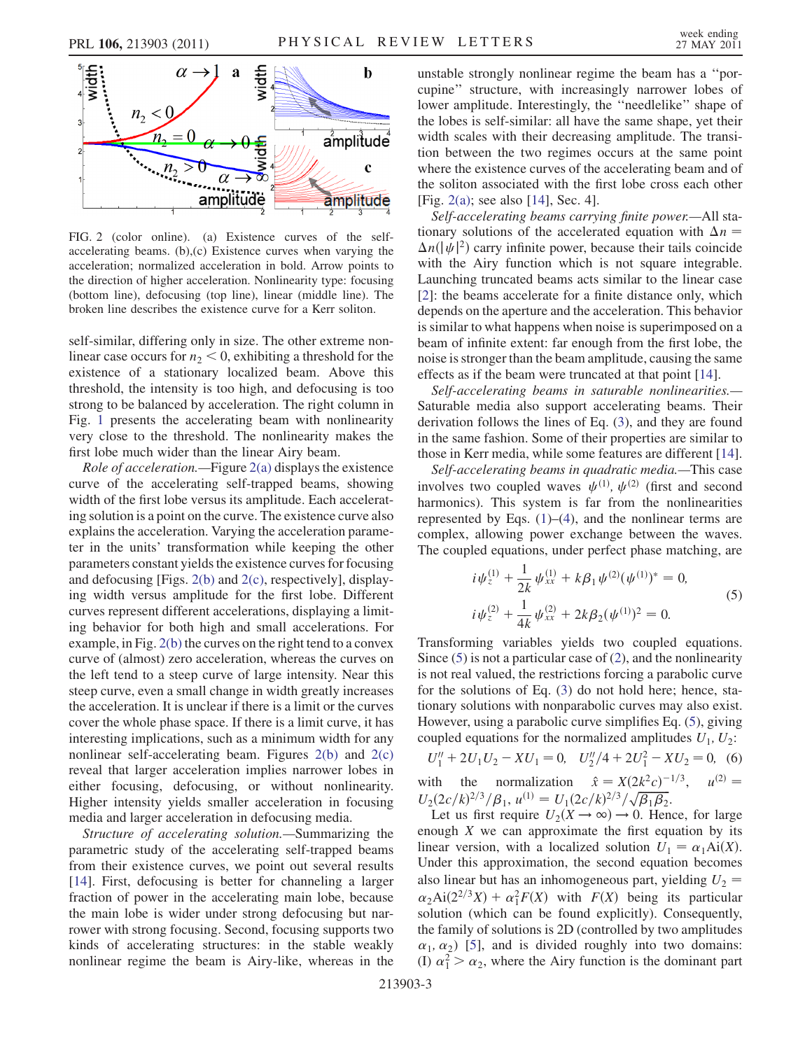FIG. 2 (color online). (a) Existence curves of the self-accelerating beams. (b),(c) Existence curves when varying the acceleration; normalized acceleration in bold. Arrow points to the direction of higher acceleration. Nonlinearity type: focusing (bottom line), defocusing (top line), linear (middle line). The broken line describes the existence curve for a Kerr soliton.

self-similar, differing only in size. The other extreme nonlinear case occurs for $n_2 < 0$, exhibiting a threshold for the existence of a stationary localized beam. Above this threshold, the intensity is too high, and defocusing is too strong to be balanced by acceleration. The right column in Fig. 1 presents the accelerating beam with nonlinearity very close to the threshold. The nonlinearity makes the first lobe much wider than the linear Airy beam.

*Role of acceleration.*—Figure 2(a) displays the existence curve of the accelerating self-trapped beams, showing width of the first lobe versus its amplitude. Each accelerating solution is a point on the curve. The existence curve also explains the acceleration. Varying the acceleration parameter in the units' transformation while keeping the other parameters constant yields the existence curves for focusing and defocusing [Figs. 2(b) and 2(c), respectively], displaying width versus amplitude for the first lobe. Different curves represent different accelerations, displaying a limiting behavior for both high and small accelerations. For example, in Fig. 2(b) the curves on the right tend to a convex curve of (almost) zero acceleration, whereas the curves on the left tend to a steep curve of large intensity. Near this steep curve, even a small change in width greatly increases the acceleration. It is unclear if there is a limit or the curves cover the whole phase space. If there is a limit curve, it has interesting implications, such as a minimum width for any nonlinear self-accelerating beam. Figures 2(b) and 2(c) reveal that larger acceleration implies narrower lobes in either focusing, defocusing, or without nonlinearity. Higher intensity yields smaller acceleration in focusing media and larger acceleration in defocusing media.

*Structure of accelerating solution.*—Summarizing the parametric study of the accelerating self-trapped beams from their existence curves, we point out several results [14]. First, defocusing is better for channeling a larger fraction of power in the accelerating main lobe, because the main lobe is wider under strong defocusing but narrower with strong focusing. Second, focusing supports two kinds of accelerating structures: in the stable weakly nonlinear regime the beam is Airy-like, whereas in the unstable strongly nonlinear regime the beam has a "porcupine" structure, with increasingly narrower lobes of lower amplitude. Interestingly, the "needlelike" shape of the lobes is self-similar: all have the same shape, yet their width scales with their decreasing amplitude. The transition between the two regimes occurs at the same point where the existence curves of the accelerating beam and of the soliton associated with the first lobe cross each other [Fig. 2(a); see also [14], Sec. 4].

*Self-accelerating beams carrying finite power.*—All stationary solutions of the accelerated equation with $\Delta n = \Delta n(|\psi|^2)$ carry infinite power, because their tails coincide with the Airy function which is not square integrable. Launching truncated beams acts similar to the linear case [2]: the beams accelerate for a finite distance only, which depends on the aperture and the acceleration. This behavior is similar to what happens when noise is superimposed on a beam of infinite extent: far enough from the first lobe, the noise is stronger than the beam amplitude, causing the same effects as if the beam were truncated at that point [14].

*Self-accelerating beams in saturable nonlinearities.*—Saturable media also support accelerating beams. Their derivation follows the lines of Eq. (3), and they are found in the same fashion. Some of their properties are similar to those in Kerr media, while some features are different [14].

*Self-accelerating beams in quadratic media.*—This case involves two coupled waves $\psi^{(1)}$, $\psi^{(2)}$ (first and second harmonics). This system is far from the nonlinearities represented by Eqs. (1)–(4), and the nonlinear terms are complex, allowing power exchange between the waves. The coupled equations, under perfect phase matching, are

$$
\begin{aligned}
i\psi_z^{(1)} + \frac{1}{2k}\psi_{xx}^{(1)} + k\beta_1\psi^{(2)}(\psi^{(1)})^* &= 0,\\
i\psi_z^{(2)} + \frac{1}{4k}\psi_{xx}^{(2)} + 2k\beta_2(\psi^{(1)})^2 &= 0.
\end{aligned}
\tag{5}
$$

Transforming variables yields two coupled equations. Since (5) is not a particular case of (2), and the nonlinearity is not real valued, the restrictions forcing a parabolic curve for the solutions of Eq. (3) do not hold here; hence, stationary solutions with nonparabolic curves may also exist. However, using a parabolic curve simplifies Eq. (5), giving coupled equations for the normalized amplitudes $U_1$, $U_2$:

$$U_1'' + 2U_1U_2 - XU_1 = 0, \quad U_2''/4 + 2U_1^2 - XU_2 = 0, \tag{6}$$

with the normalization $\hat{x} = X(2k^2c)^{-1/3}$, $u^{(2)} = U_2(2c/k)^{2/3}/\beta_1$, $u^{(1)} = U_1(2c/k)^{2/3}/\sqrt{\beta_1\beta_2}$.

Let us first require $U_2(X \to \infty) \to 0$. Hence, for large enough $X$ we can approximate the first equation by its linear version, with a localized solution $U_1 = \alpha_1 \mathrm{Ai}(X)$. Under this approximation, the second equation becomes also linear but has an inhomogeneous part, yielding $U_2 = \alpha_2 \mathrm{Ai}(2^{2/3}X) + \alpha_1^2 F(X)$ with $F(X)$ being its particular solution (which can be found explicitly). Consequently, the family of solutions is 2D (controlled by two amplitudes $\alpha_1$, $\alpha_2$) [5], and is divided roughly into two domains: (I) $\alpha_1^2 > \alpha_2$, where the Airy function is the dominant part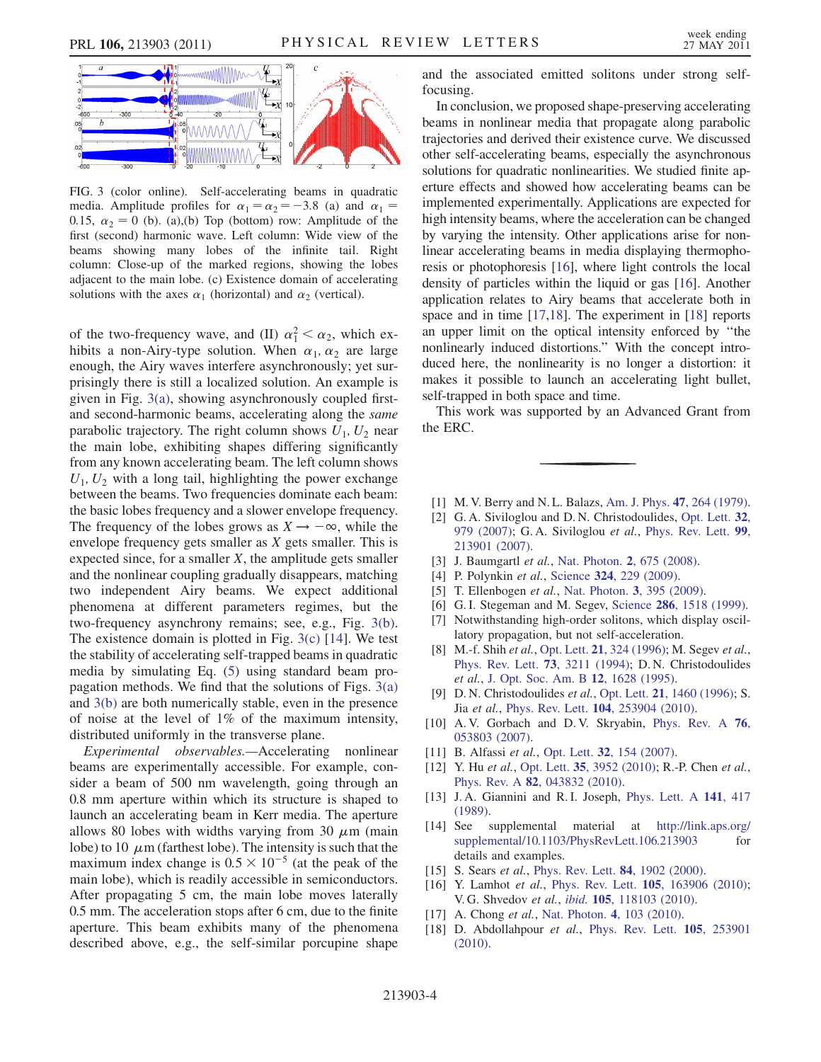a

-600 -300 0 -40 -20 0

b

-600 -300 0 -20 -10 0

c

20

10

0

-2 0 2

FIG. 3 (color online). Self-accelerating beams in quadratic media. Amplitude profiles for $\alpha_1 = \alpha_2 = -3.8$ (a) and $\alpha_1 = 0.15$, $\alpha_2 = 0$ (b). (a),(b) Top (bottom) row: Amplitude of the first (second) harmonic wave. Left column: Wide view of the beams showing many lobes of the infinite tail. Right column: Close-up of the marked regions, showing the lobes adjacent to the main lobe. (c) Existence domain of accelerating solutions with the axes $\alpha_1$ (horizontal) and $\alpha_2$ (vertical).

of the two-frequency wave, and (II) $\alpha_1^2 < \alpha_2$, which exhibits a non-Airy-type solution. When $\alpha_1, \alpha_2$ are large enough, the Airy waves interfere asynchronously; yet surprisingly there is still a localized solution. An example is given in Fig. 3(a), showing asynchronously coupled first- and second-harmonic beams, accelerating along the *same* parabolic trajectory. The right column shows $U_1, U_2$ near the main lobe, exhibiting shapes differing significantly from any known accelerating beam. The left column shows $U_1, U_2$ with a long tail, highlighting the power exchange between the beams. Two frequencies dominate each beam: the basic lobes frequency and a slower envelope frequency. The frequency of the lobes grows as $X \to -\infty$, while the envelope frequency gets smaller as $X$ gets smaller. This is expected since, for a smaller $X$, the amplitude gets smaller and the nonlinear coupling gradually disappears, matching two independent Airy beams. We expect additional phenomena at different parameters regimes, but the two-frequency asynchrony remains; see, e.g., Fig. 3(b). The existence domain is plotted in Fig. 3(c) [14]. We test the stability of accelerating self-trapped beams in quadratic media by simulating Eq. (5) using standard beam propagation methods. We find that the solutions of Figs. 3(a) and 3(b) are both numerically stable, even in the presence of noise at the level of 1% of the maximum intensity, distributed uniformly in the transverse plane.

*Experimental observables.*—Accelerating nonlinear beams are experimentally accessible. For example, consider a beam of 500 nm wavelength, going through an 0.8 mm aperture within which its structure is shaped to launch an accelerating beam in Kerr media. The aperture allows 80 lobes with widths varying from 30 $\mu$m (main lobe) to 10 $\mu$m (farthest lobe). The intensity is such that the maximum index change is $0.5 \times 10^{-5}$ (at the peak of the main lobe), which is readily accessible in semiconductors. After propagating 5 cm, the main lobe moves laterally 0.5 mm. The acceleration stops after 6 cm, due to the finite aperture. This beam exhibits many of the phenomena described above, e.g., the self-similar porcupine shape and the associated emitted solitons under strong self-focusing.

In conclusion, we proposed shape-preserving accelerating beams in nonlinear media that propagate along parabolic trajectories and derived their existence curve. We discussed other self-accelerating beams, especially the asynchronous solutions for quadratic nonlinearities. We studied finite aperture effects and showed how accelerating beams can be implemented experimentally. Applications are expected for high intensity beams, where the acceleration can be changed by varying the intensity. Other applications arise for nonlinear accelerating beams in media displaying thermophoresis or photophoresis [16], where light controls the local density of particles within the liquid or gas [16]. Another application relates to Airy beams that accelerate both in space and in time [17,18]. The experiment in [18] reports an upper limit on the optical intensity enforced by "the nonlinearly induced distortions." With the concept introduced here, the nonlinearity is no longer a distortion: it makes it possible to launch an accelerating light bullet, self-trapped in both space and time.

This work was supported by an Advanced Grant from the ERC.

---

[1] M. V. Berry and N. L. Balazs, Am. J. Phys. **47**, 264 (1979).
[2] G. A. Siviloglou and D. N. Christodoulides, Opt. Lett. **32**, 979 (2007); G. A. Siviloglou *et al.*, Phys. Rev. Lett. **99**, 213901 (2007).
[3] J. Baumgartl *et al.*, Nat. Photon. **2**, 675 (2008).
[4] P. Polynkin *et al.*, Science **324**, 229 (2009).
[5] T. Ellenbogen *et al.*, Nat. Photon. **3**, 395 (2009).
[6] G. I. Stegeman and M. Segev, Science **286**, 1518 (1999).
[7] Notwithstanding high-order solitons, which display oscillatory propagation, but not self-acceleration.
[8] M.-f. Shih *et al.*, Opt. Lett. **21**, 324 (1996); M. Segev *et al.*, Phys. Rev. Lett. **73**, 3211 (1994); D. N. Christodoulides *et al.*, J. Opt. Soc. Am. B **12**, 1628 (1995).
[9] D. N. Christodoulides *et al.*, Opt. Lett. **21**, 1460 (1996); S. Jia *et al.*, Phys. Rev. Lett. **104**, 253904 (2010).
[10] A. V. Gorbach and D. V. Skryabin, Phys. Rev. A **76**, 053803 (2007).
[11] B. Alfassi *et al.*, Opt. Lett. **32**, 154 (2007).
[12] Y. Hu *et al.*, Opt. Lett. **35**, 3952 (2010); R.-P. Chen *et al.*, Phys. Rev. A **82**, 043832 (2010).
[13] J. A. Giannini and R. I. Joseph, Phys. Lett. A **141**, 417 (1989).
[14] See supplemental material at http://link.aps.org/supplemental/10.1103/PhysRevLett.106.213903 for details and examples.
[15] S. Sears *et al.*, Phys. Rev. Lett. **84**, 1902 (2000).
[16] Y. Lamhot *et al.*, Phys. Rev. Lett. **105**, 163906 (2010); V. G. Shvedov *et al.*, *ibid.* **105**, 118103 (2010).
[17] A. Chong *et al.*, Nat. Photon. **4**, 103 (2010).
[18] D. Abdollahpour *et al.*, Phys. Rev. Lett. **105**, 253901 (2010).